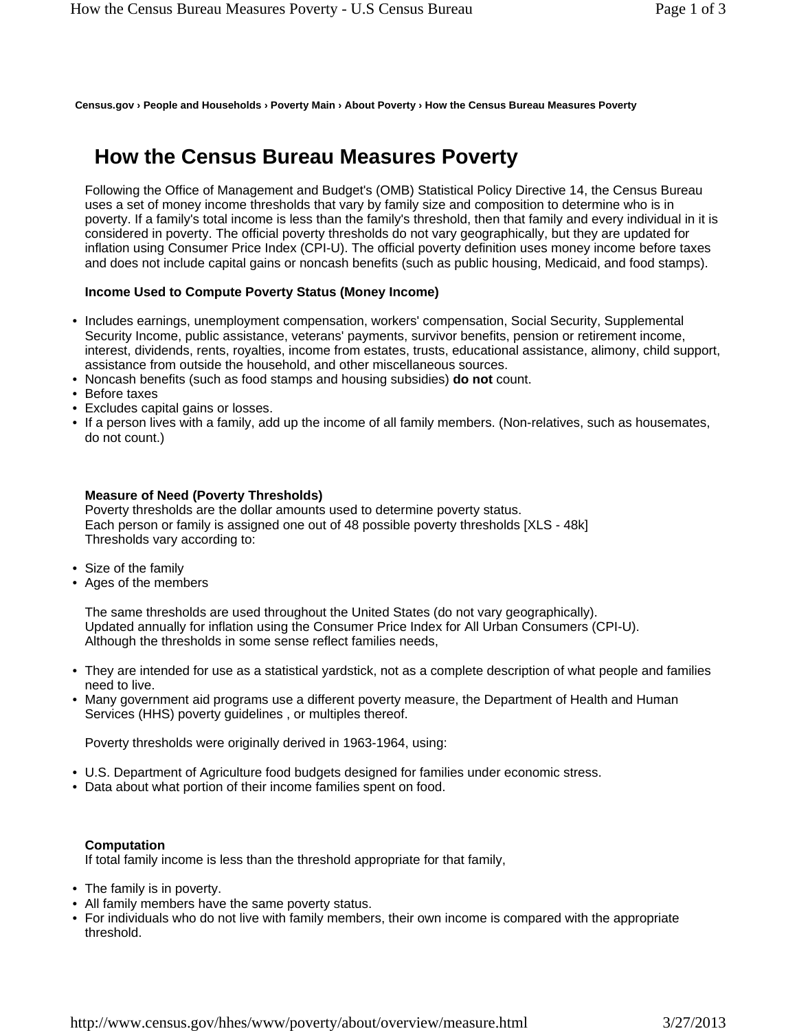Census.gov › People and Households › Poverty Main › About Poverty › How the Census Bureau Measures Poverty

# How the Census Bureau Measures Poverty

Following the Office of Management and Budget's (OMB) Statistical Policy Directive 14, the Census Bureau uses a set of money income thresholds that vary by family size and composition to determine who is in poverty. If a family's total income is less than the family's threshold, then that family and every individual in it is considered in poverty. The official poverty thresholds do not vary geographically, but they are updated for inflation using Consumer Price Index (CPI-U). The official poverty definition uses money income before taxes and does not include capital gains or noncash benefits (such as public housing, Medicaid, and food stamps).

**Income Used to Compute Poverty Status (Money Income)**

- Includes earnings, unemployment compensation, workers' compensation, Social Security, Supplemental Security Income, public assistance, veterans' payments, survivor benefits, pension or retirement income, interest, dividends, rents, royalties, income from estates, trusts, educational assistance, alimony, child support, assistance from outside the household, and other miscellaneous sources.
- Noncash benefits (such as food stamps and housing subsidies) **do not** count.
- Before taxes
- Excludes capital gains or losses.
- If a person lives with a family, add up the income of all family members. (Non-relatives, such as housemates, do not count.)

**Measure of Need (Poverty Thresholds)**

Poverty thresholds are the dollar amounts used to determine poverty status.
Each person or family is assigned one out of 48 possible poverty thresholds [XLS - 48k]
Thresholds vary according to:

- Size of the family
- Ages of the members

The same thresholds are used throughout the United States (do not vary geographically).
Updated annually for inflation using the Consumer Price Index for All Urban Consumers (CPI-U).
Although the thresholds in some sense reflect families needs,

- They are intended for use as a statistical yardstick, not as a complete description of what people and families need to live.
- Many government aid programs use a different poverty measure, the Department of Health and Human Services (HHS) poverty guidelines , or multiples thereof.

Poverty thresholds were originally derived in 1963-1964, using:

- U.S. Department of Agriculture food budgets designed for families under economic stress.
- Data about what portion of their income families spent on food.

**Computation**

If total family income is less than the threshold appropriate for that family,

- The family is in poverty.
- All family members have the same poverty status.
- For individuals who do not live with family members, their own income is compared with the appropriate threshold.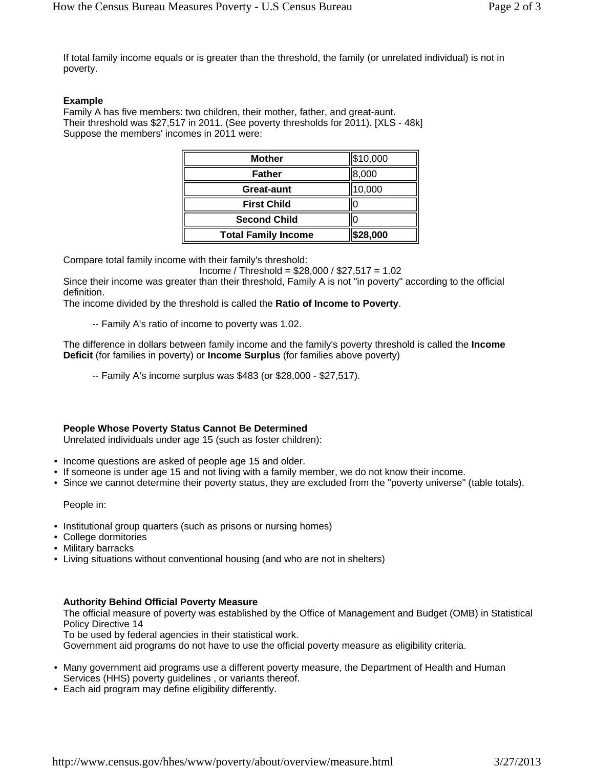If total family income equals or is greater than the threshold, the family (or unrelated individual) is not in poverty.

**Example**

Family A has five members: two children, their mother, father, and great-aunt.
Their threshold was $27,517 in 2011. (See poverty thresholds for 2011). [XLS - 48k]
Suppose the members' incomes in 2011 were:

| **Mother** | $10,000 |
|---|---|
| **Father** | 8,000 |
| **Great-aunt** | 10,000 |
| **First Child** | 0 |
| **Second Child** | 0 |
| **Total Family Income** | **$28,000** |

Compare total family income with their family's threshold:

Income / Threshold = $28,000 / $27,517 = 1.02

Since their income was greater than their threshold, Family A is not "in poverty" according to the official definition.
The income divided by the threshold is called the **Ratio of Income to Poverty**.

-- Family A's ratio of income to poverty was 1.02.

The difference in dollars between family income and the family's poverty threshold is called the **Income Deficit** (for families in poverty) or **Income Surplus** (for families above poverty)

-- Family A's income surplus was $483 (or $28,000 - $27,517).

**People Whose Poverty Status Cannot Be Determined**

Unrelated individuals under age 15 (such as foster children):

- Income questions are asked of people age 15 and older.
- If someone is under age 15 and not living with a family member, we do not know their income.
- Since we cannot determine their poverty status, they are excluded from the "poverty universe" (table totals).

People in:

- Institutional group quarters (such as prisons or nursing homes)
- College dormitories
- Military barracks
- Living situations without conventional housing (and who are not in shelters)

**Authority Behind Official Poverty Measure**

The official measure of poverty was established by the Office of Management and Budget (OMB) in Statistical Policy Directive 14
To be used by federal agencies in their statistical work.
Government aid programs do not have to use the official poverty measure as eligibility criteria.

- Many government aid programs use a different poverty measure, the Department of Health and Human Services (HHS) poverty guidelines , or variants thereof.
- Each aid program may define eligibility differently.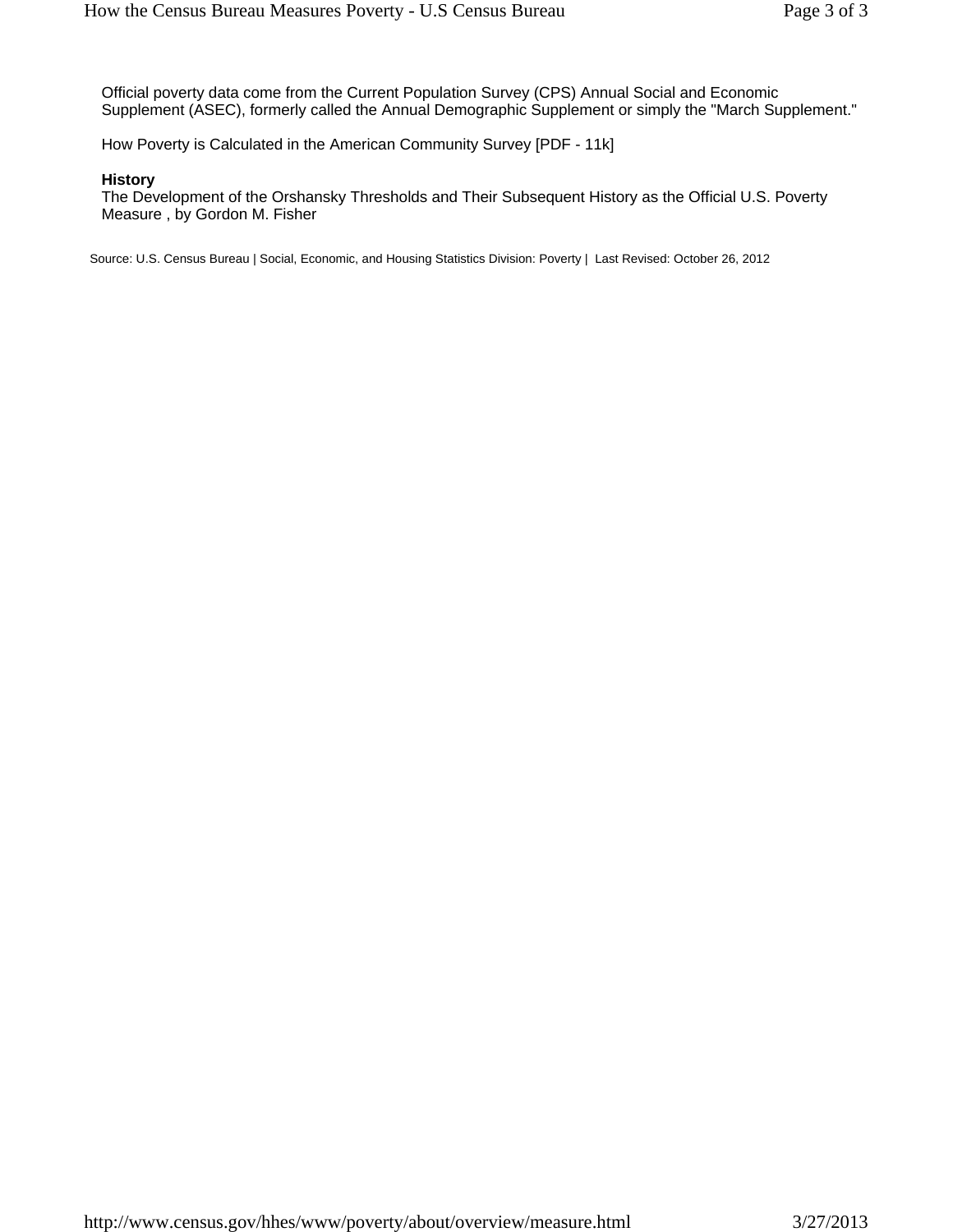Official poverty data come from the Current Population Survey (CPS) Annual Social and Economic Supplement (ASEC), formerly called the Annual Demographic Supplement or simply the "March Supplement."

How Poverty is Calculated in the American Community Survey [PDF - 11k]

**History**

The Development of the Orshansky Thresholds and Their Subsequent History as the Official U.S. Poverty Measure , by Gordon M. Fisher

Source: U.S. Census Bureau | Social, Economic, and Housing Statistics Division: Poverty | Last Revised: October 26, 2012